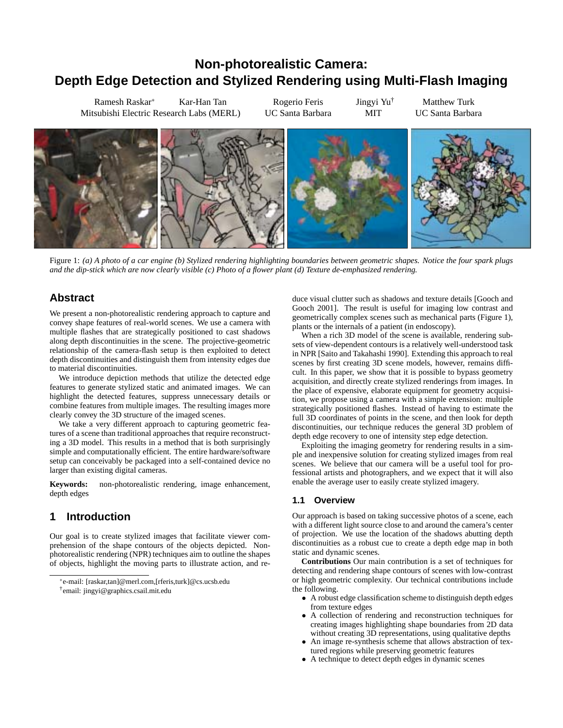# Non-photorealistic Camera: Depth Edge Detection and Stylized Rendering using Multi-Flash Imaging

Ramesh Raskar* Kar-Han Tan
Mitsubishi Electric Research Labs (MERL)

Rogerio Feris
UC Santa Barbara

Jingyi Yu†
MIT

Matthew Turk
UC Santa Barbara

Figure 1: *(a) A photo of a car engine (b) Stylized rendering highlighting boundaries between geometric shapes. Notice the four spark plugs and the dip-stick which are now clearly visible (c) Photo of a flower plant (d) Texture de-emphasized rendering.*

## Abstract

We present a non-photorealistic rendering approach to capture and convey shape features of real-world scenes. We use a camera with multiple flashes that are strategically positioned to cast shadows along depth discontinuities in the scene. The projective-geometric relationship of the camera-flash setup is then exploited to detect depth discontinuities and distinguish them from intensity edges due to material discontinuities.

We introduce depiction methods that utilize the detected edge features to generate stylized static and animated images. We can highlight the detected features, suppress unnecessary details or combine features from multiple images. The resulting images more clearly convey the 3D structure of the imaged scenes.

We take a very different approach to capturing geometric features of a scene than traditional approaches that require reconstructing a 3D model. This results in a method that is both surprisingly simple and computationally efficient. The entire hardware/software setup can conceivably be packaged into a self-contained device no larger than existing digital cameras.

**Keywords:** non-photorealistic rendering, image enhancement, depth edges

## 1 Introduction

Our goal is to create stylized images that facilitate viewer comprehension of the shape contours of the objects depicted. Non-photorealistic rendering (NPR) techniques aim to outline the shapes of objects, highlight the moving parts to illustrate action, and reduce visual clutter such as shadows and texture details [Gooch and Gooch 2001]. The result is useful for imaging low contrast and geometrically complex scenes such as mechanical parts (Figure 1), plants or the internals of a patient (in endoscopy).

When a rich 3D model of the scene is available, rendering subsets of view-dependent contours is a relatively well-understood task in NPR [Saito and Takahashi 1990]. Extending this approach to real scenes by first creating 3D scene models, however, remains difficult. In this paper, we show that it is possible to bypass geometry acquisition, and directly create stylized renderings from images. In the place of expensive, elaborate equipment for geometry acquisition, we propose using a camera with a simple extension: multiple strategically positioned flashes. Instead of having to estimate the full 3D coordinates of points in the scene, and then look for depth discontinuities, our technique reduces the general 3D problem of depth edge recovery to one of intensity step edge detection.

Exploiting the imaging geometry for rendering results in a simple and inexpensive solution for creating stylized images from real scenes. We believe that our camera will be a useful tool for professional artists and photographers, and we expect that it will also enable the average user to easily create stylized imagery.

### 1.1 Overview

Our approach is based on taking successive photos of a scene, each with a different light source close to and around the camera's center of projection. We use the location of the shadows abutting depth discontinuities as a robust cue to create a depth edge map in both static and dynamic scenes.

**Contributions** Our main contribution is a set of techniques for detecting and rendering shape contours of scenes with low-contrast or high geometric complexity. Our technical contributions include the following.

- A robust edge classification scheme to distinguish depth edges from texture edges
- A collection of rendering and reconstruction techniques for creating images highlighting shape boundaries from 2D data without creating 3D representations, using qualitative depths
- An image re-synthesis scheme that allows abstraction of textured regions while preserving geometric features
- A technique to detect depth edges in dynamic scenes

*e-mail: [raskar,tan]@merl.com,[rferis,turk]@cs.ucsb.edu
†email: jingyi@graphics.csail.mit.edu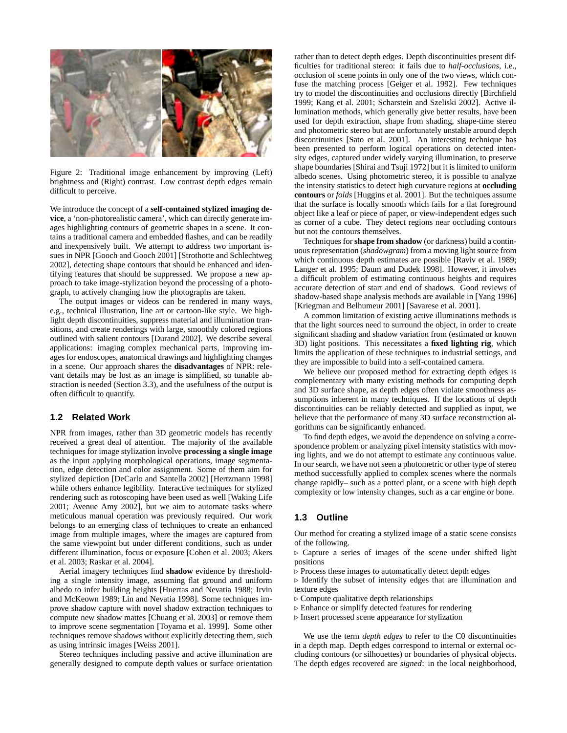Figure 2: Traditional image enhancement by improving (Left) brightness and (Right) contrast. Low contrast depth edges remain difficult to perceive.

We introduce the concept of a **self-contained stylized imaging device**, a 'non-photorealistic camera', which can directly generate images highlighting contours of geometric shapes in a scene. It contains a traditional camera and embedded flashes, and can be readily and inexpensively built. We attempt to address two important issues in NPR [Gooch and Gooch 2001] [Strothotte and Schlechtweg 2002], detecting shape contours that should be enhanced and identifying features that should be suppressed. We propose a new approach to take image-stylization beyond the processing of a photograph, to actively changing how the photographs are taken.

The output images or videos can be rendered in many ways, e.g., technical illustration, line art or cartoon-like style. We highlight depth discontinuities, suppress material and illumination transitions, and create renderings with large, smoothly colored regions outlined with salient contours [Durand 2002]. We describe several applications: imaging complex mechanical parts, improving images for endoscopes, anatomical drawings and highlighting changes in a scene. Our approach shares the **disadvantages** of NPR: relevant details may be lost as an image is simplified, so tunable abstraction is needed (Section 3.3), and the usefulness of the output is often difficult to quantify.

### 1.2 Related Work

NPR from images, rather than 3D geometric models has recently received a great deal of attention. The majority of the available techniques for image stylization involve **processing a single image** as the input applying morphological operations, image segmentation, edge detection and color assignment. Some of them aim for stylized depiction [DeCarlo and Santella 2002] [Hertzmann 1998] while others enhance legibility. Interactive techniques for stylized rendering such as rotoscoping have been used as well [Waking Life 2001; Avenue Amy 2002], but we aim to automate tasks where meticulous manual operation was previously required. Our work belongs to an emerging class of techniques to create an enhanced image from multiple images, where the images are captured from the same viewpoint but under different conditions, such as under different illumination, focus or exposure [Cohen et al. 2003; Akers et al. 2003; Raskar et al. 2004].

Aerial imagery techniques find **shadow** evidence by thresholding a single intensity image, assuming flat ground and uniform albedo to infer building heights [Huertas and Nevatia 1988; Irvin and McKeown 1989; Lin and Nevatia 1998]. Some techniques improve shadow capture with novel shadow extraction techniques to compute new shadow mattes [Chuang et al. 2003] or remove them to improve scene segmentation [Toyama et al. 1999]. Some other techniques remove shadows without explicitly detecting them, such as using intrinsic images [Weiss 2001].

Stereo techniques including passive and active illumination are generally designed to compute depth values or surface orientation rather than to detect depth edges. Depth discontinuities present difficulties for traditional stereo: it fails due to *half-occlusions*, i.e., occlusion of scene points in only one of the two views, which confuse the matching process [Geiger et al. 1992]. Few techniques try to model the discontinuities and occlusions directly [Birchfield 1999; Kang et al. 2001; Scharstein and Szeliski 2002]. Active illumination methods, which generally give better results, have been used for depth extraction, shape from shading, shape-time stereo and photometric stereo but are unfortunately unstable around depth discontinuities [Sato et al. 2001]. An interesting technique has been presented to perform logical operations on detected intensity edges, captured under widely varying illumination, to preserve shape boundaries [Shirai and Tsuji 1972] but it is limited to uniform albedo scenes. Using photometric stereo, it is possible to analyze the intensity statistics to detect high curvature regions at **occluding contours** or *folds* [Huggins et al. 2001]. But the techniques assume that the surface is locally smooth which fails for a flat foreground object like a leaf or piece of paper, or view-independent edges such as corner of a cube. They detect regions near occluding contours but not the contours themselves.

Techniques for **shape from shadow** (or darkness) build a continuous representation (*shadowgram*) from a moving light source from which continuous depth estimates are possible [Raviv et al. 1989; Langer et al. 1995; Daum and Dudek 1998]. However, it involves a difficult problem of estimating continuous heights and requires accurate detection of start and end of shadows. Good reviews of shadow-based shape analysis methods are available in [Yang 1996] [Kriegman and Belhumeur 2001] [Savarese et al. 2001].

A common limitation of existing active illuminations methods is that the light sources need to surround the object, in order to create significant shading and shadow variation from (estimated or known 3D) light positions. This necessitates a **fixed lighting rig**, which limits the application of these techniques to industrial settings, and they are impossible to build into a self-contained camera.

We believe our proposed method for extracting depth edges is complementary with many existing methods for computing depth and 3D surface shape, as depth edges often violate smoothness assumptions inherent in many techniques. If the locations of depth discontinuities can be reliably detected and supplied as input, we believe that the performance of many 3D surface reconstruction algorithms can be significantly enhanced.

To find depth edges, we avoid the dependence on solving a correspondence problem or analyzing pixel intensity statistics with moving lights, and we do not attempt to estimate any continuous value. In our search, we have not seen a photometric or other type of stereo method successfully applied to complex scenes where the normals change rapidly– such as a potted plant, or a scene with high depth complexity or low intensity changes, such as a car engine or bone.

### 1.3 Outline

Our method for creating a stylized image of a static scene consists of the following.

▷ Capture a series of images of the scene under shifted light positions
▷ Process these images to automatically detect depth edges
▷ Identify the subset of intensity edges that are illumination and texture edges
▷ Compute qualitative depth relationships
▷ Enhance or simplify detected features for rendering
▷ Insert processed scene appearance for stylization

We use the term *depth edges* to refer to the C0 discontinuities in a depth map. Depth edges correspond to internal or external occluding contours (or silhouettes) or boundaries of physical objects. The depth edges recovered are *signed*: in the local neighborhood,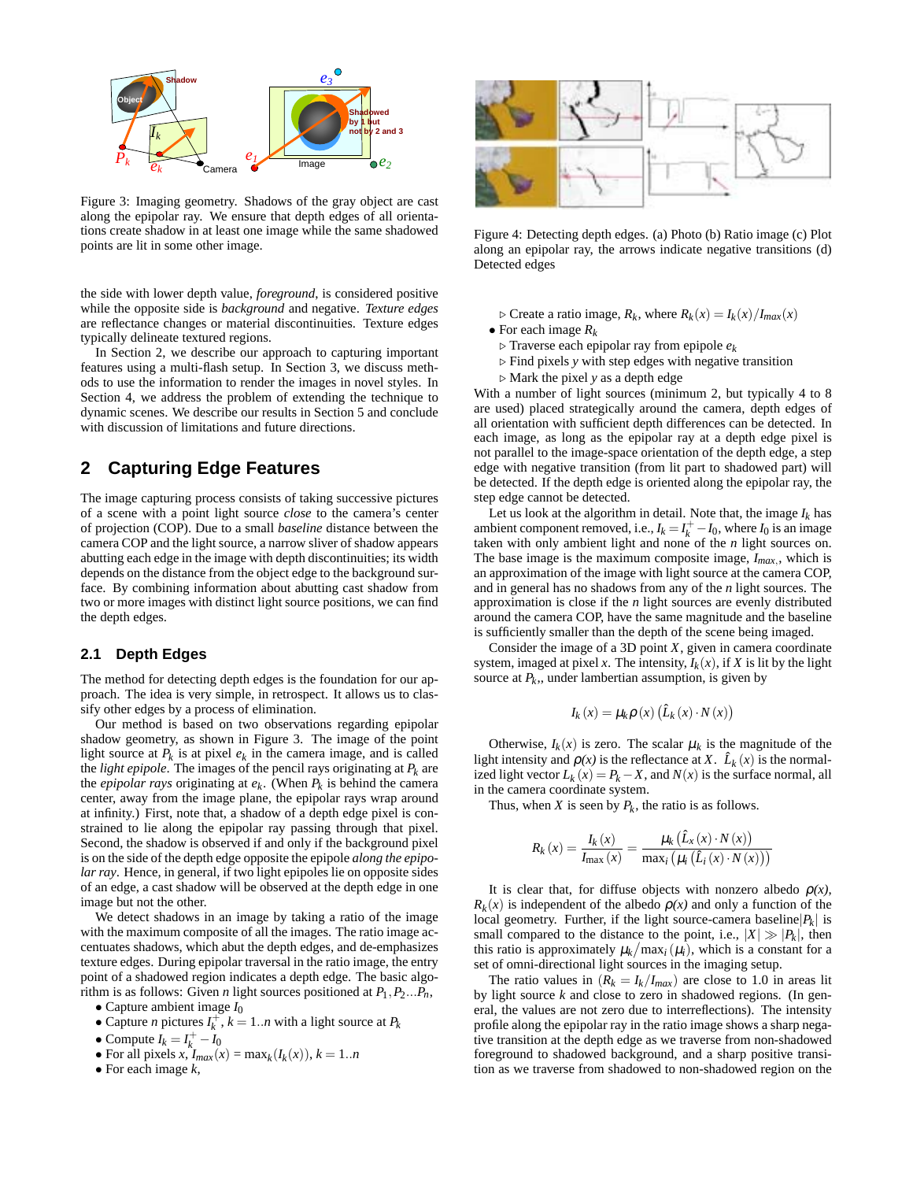Figure 3: Imaging geometry. Shadows of the gray object are cast along the epipolar ray. We ensure that depth edges of all orientations create shadow in at least one image while the same shadowed points are lit in some other image.

the side with lower depth value, *foreground*, is considered positive while the opposite side is *background* and negative. *Texture edges* are reflectance changes or material discontinuities. Texture edges typically delineate textured regions.

In Section 2, we describe our approach to capturing important features using a multi-flash setup. In Section 3, we discuss methods to use the information to render the images in novel styles. In Section 4, we address the problem of extending the technique to dynamic scenes. We describe our results in Section 5 and conclude with discussion of limitations and future directions.

## 2 Capturing Edge Features

The image capturing process consists of taking successive pictures of a scene with a point light source *close* to the camera's center of projection (COP). Due to a small *baseline* distance between the camera COP and the light source, a narrow sliver of shadow appears abutting each edge in the image with depth discontinuities; its width depends on the distance from the object edge to the background surface. By combining information about abutting cast shadow from two or more images with distinct light source positions, we can find the depth edges.

### 2.1 Depth Edges

The method for detecting depth edges is the foundation for our approach. The idea is very simple, in retrospect. It allows us to classify other edges by a process of elimination.

Our method is based on two observations regarding epipolar shadow geometry, as shown in Figure 3. The image of the point light source at $P_k$ is at pixel $e_k$ in the camera image, and is called the *light epipole*. The images of the pencil rays originating at $P_k$ are the *epipolar rays* originating at $e_k$. (When $P_k$ is behind the camera center, away from the image plane, the epipolar rays wrap around at infinity.) First, note that, a shadow of a depth edge pixel is constrained to lie along the epipolar ray passing through that pixel. Second, the shadow is observed if and only if the background pixel is on the side of the depth edge opposite the epipole *along the epipolar ray*. Hence, in general, if two light epipoles lie on opposite sides of an edge, a cast shadow will be observed at the depth edge in one image but not the other.

We detect shadows in an image by taking a ratio of the image with the maximum composite of all the images. The ratio image accentuates shadows, which abut the depth edges, and de-emphasizes texture edges. During epipolar traversal in the ratio image, the entry point of a shadowed region indicates a depth edge. The basic algorithm is as follows: Given $n$ light sources positioned at $P_1, P_2 ... P_n$,

- Capture ambient image $I_0$
- Capture $n$ pictures $I_k^+$, $k = 1..n$ with a light source at $P_k$
- Compute $I_k = I_k^+ - I_0$
- For all pixels $x$, $I_{max}(x) = \max_k(I_k(x))$, $k = 1..n$
- For each image $k$,
  - ▷ Create a ratio image, $R_k$, where $R_k(x) = I_k(x)/I_{max}(x)$
- For each image $R_k$
  - ▷ Traverse each epipolar ray from epipole $e_k$
  - ▷ Find pixels $y$ with step edges with negative transition
  - ▷ Mark the pixel $y$ as a depth edge

Figure 4: Detecting depth edges. (a) Photo (b) Ratio image (c) Plot along an epipolar ray, the arrows indicate negative transitions (d) Detected edges

With a number of light sources (minimum 2, but typically 4 to 8 are used) placed strategically around the camera, depth edges of all orientation with sufficient depth differences can be detected. In each image, as long as the epipolar ray at a depth edge pixel is not parallel to the image-space orientation of the depth edge, a step edge with negative transition (from lit part to shadowed part) will be detected. If the depth edge is oriented along the epipolar ray, the step edge cannot be detected.

Let us look at the algorithm in detail. Note that, the image $I_k$ has ambient component removed, i.e., $I_k = I_k^+ - I_0$, where $I_0$ is an image taken with only ambient light and none of the $n$ light sources on. The base image is the maximum composite image, $I_{max}$, which is an approximation of the image with light source at the camera COP, and in general has no shadows from any of the $n$ light sources. The approximation is close if the $n$ light sources are evenly distributed around the camera COP, have the same magnitude and the baseline is sufficiently smaller than the depth of the scene being imaged.

Consider the image of a 3D point $X$, given in camera coordinate system, imaged at pixel $x$. The intensity, $I_k(x)$, if $X$ is lit by the light source at $P_k$, under lambertian assumption, is given by

$$I_k(x) = \mu_k \rho(x) \left( \hat{L}_k(x) \cdot N(x) \right)$$

Otherwise, $I_k(x)$ is zero. The scalar $\mu_k$ is the magnitude of the light intensity and $\rho(x)$ is the reflectance at $X$. $\hat{L}_k(x)$ is the normalized light vector $L_k(x) = P_k - X$, and $N(x)$ is the surface normal, all in the camera coordinate system.

Thus, when $X$ is seen by $P_k$, the ratio is as follows.

$$R_k(x) = \frac{I_k(x)}{I_{\max}(x)} = \frac{\mu_k \left( \hat{L}_k(x) \cdot N(x) \right)}{\max_i \left( \mu_i \left( \hat{L}_i(x) \cdot N(x) \right) \right)}$$

It is clear that, for diffuse objects with nonzero albedo $\rho(x)$, $R_k(x)$ is independent of the albedo $\rho(x)$ and only a function of the local geometry. Further, if the light source-camera baseline $|P_k|$ is small compared to the distance to the point, i.e., $|X| \gg |P_k|$, then this ratio is approximately $\mu_k / \max_i(\mu_i)$, which is a constant for a set of omni-directional light sources in the imaging setup.

The ratio values in $(R_k = I_k/I_{max})$ are close to 1.0 in areas lit by light source $k$ and close to zero in shadowed regions. (In general, the values are not zero due to interreflections). The intensity profile along the epipolar ray in the ratio image shows a sharp negative transition at the depth edge as we traverse from non-shadowed foreground to shadowed background, and a sharp positive transition as we traverse from shadowed to non-shadowed region on the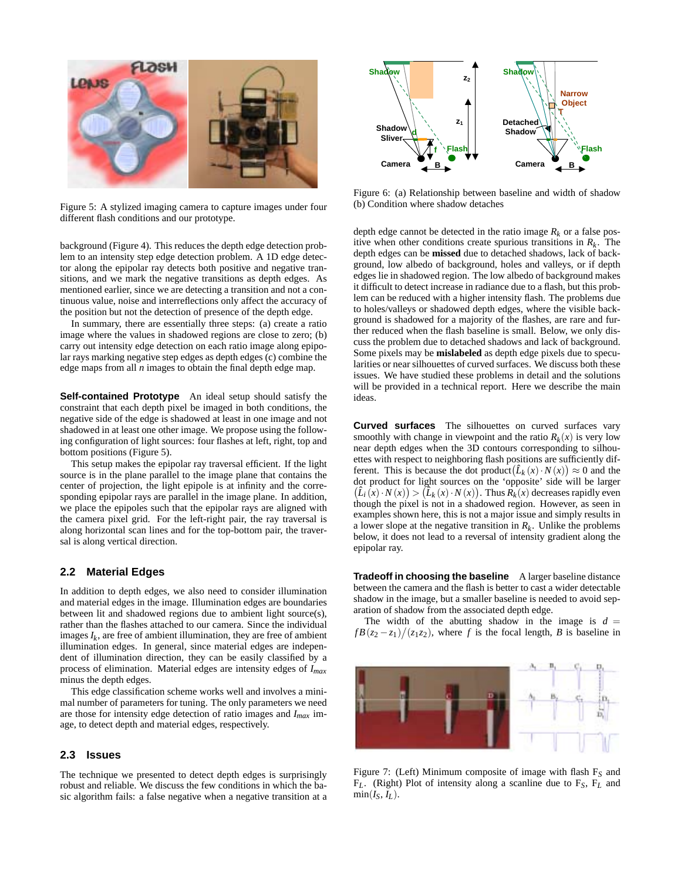Figure 5: A stylized imaging camera to capture images under four different flash conditions and our prototype.

background (Figure 4). This reduces the depth edge detection problem to an intensity step edge detection problem. A 1D edge detector along the epipolar ray detects both positive and negative transitions, and we mark the negative transitions as depth edges. As mentioned earlier, since we are detecting a transition and not a continuous value, noise and interreflections only affect the accuracy of the position but not the detection of presence of the depth edge.

In summary, there are essentially three steps: (a) create a ratio image where the values in shadowed regions are close to zero; (b) carry out intensity edge detection on each ratio image along epipolar rays marking negative step edges as depth edges (c) combine the edge maps from all $n$ images to obtain the final depth edge map.

**Self-contained Prototype** An ideal setup should satisfy the constraint that each depth pixel be imaged in both conditions, the negative side of the edge is shadowed at least in one image and not shadowed in at least one other image. We propose using the following configuration of light sources: four flashes at left, right, top and bottom positions (Figure 5).

This setup makes the epipolar ray traversal efficient. If the light source is in the plane parallel to the image plane that contains the center of projection, the light epipole is at infinity and the corresponding epipolar rays are parallel in the image plane. In addition, we place the epipoles such that the epipolar rays are aligned with the camera pixel grid. For the left-right pair, the ray traversal is along horizontal scan lines and for the top-bottom pair, the traversal is along vertical direction.

## 2.2 Material Edges

In addition to depth edges, we also need to consider illumination and material edges in the image. Illumination edges are boundaries between lit and shadowed regions due to ambient light source(s), rather than the flashes attached to our camera. Since the individual images $I_k$, are free of ambient illumination, they are free of ambient illumination edges. In general, since material edges are independent of illumination direction, they can be easily classified by a process of elimination. Material edges are intensity edges of $I_{max}$ minus the depth edges.

This edge classification scheme works well and involves a minimal number of parameters for tuning. The only parameters we need are those for intensity edge detection of ratio images and $I_{max}$ image, to detect depth and material edges, respectively.

## 2.3 Issues

The technique we presented to detect depth edges is surprisingly robust and reliable. We discuss the few conditions in which the basic algorithm fails: a false negative when a negative transition at a depth edge cannot be detected in the ratio image $R_k$ or a false positive when other conditions create spurious transitions in $R_k$. The depth edges can be **missed** due to detached shadows, lack of background, low albedo of background, holes and valleys, or if depth edges lie in shadowed region. The low albedo of background makes it difficult to detect increase in radiance due to a flash, but this problem can be reduced with a higher intensity flash. The problems due to holes/valleys or shadowed depth edges, where the visible background is shadowed for a majority of the flashes, are rare and further reduced when the flash baseline is small. Below, we only discuss the problem due to detached shadows and lack of background. Some pixels may be **mislabeled** as depth edge pixels due to specularities or near silhouettes of curved surfaces. We discuss both these issues. We have studied these problems in detail and the solutions will be provided in a technical report. Here we describe the main ideas.

Shadow
z2
z1
Shadow Sliver
d
f
Flash
Camera
B
Shadow
Narrow Object
T
Detached Shadow
Flash
Camera
B

Figure 6: (a) Relationship between baseline and width of shadow (b) Condition where shadow detaches

**Curved surfaces** The silhouettes on curved surfaces vary smoothly with change in viewpoint and the ratio $R_k(x)$ is very low near depth edges when the 3D contours corresponding to silhouettes with respect to neighboring flash positions are sufficiently different. This is because the dot product$(\hat{L}_k(x) \cdot N(x)) \approx 0$ and the dot product for light sources on the 'opposite' side will be larger $(\hat{L}_i(x) \cdot N(x)) > (\hat{L}_k(x) \cdot N(x))$. Thus $R_k(x)$ decreases rapidly even though the pixel is not in a shadowed region. However, as seen in examples shown here, this is not a major issue and simply results in a lower slope at the negative transition in $R_k$. Unlike the problems below, it does not lead to a reversal of intensity gradient along the epipolar ray.

**Tradeoff in choosing the baseline** A larger baseline distance between the camera and the flash is better to cast a wider detectable shadow in the image, but a smaller baseline is needed to avoid separation of shadow from the associated depth edge.

The width of the abutting shadow in the image is $d = fB(z_2 - z_1)/(z_1 z_2)$, where $f$ is the focal length, $B$ is baseline in

A
B
C
D
A1
B1
C1
D1
A2
B2
C2
D2

Figure 7: (Left) Minimum composite of image with flash $F_S$ and $F_L$. (Right) Plot of intensity along a scanline due to $F_S$, $F_L$ and $\min(I_S, I_L)$.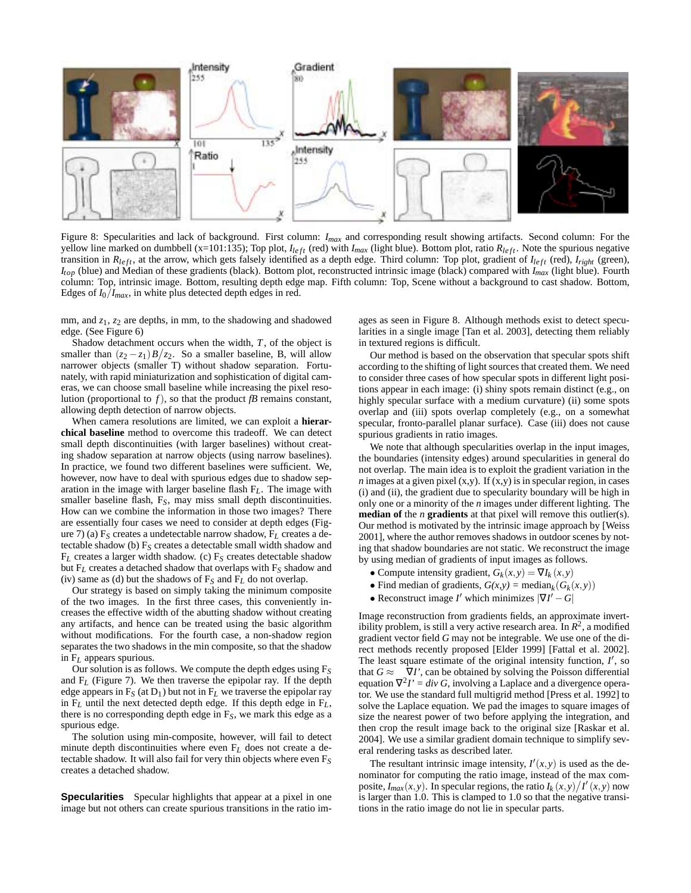Figure 8: Specularities and lack of background. First column: $I_{max}$ and corresponding result showing artifacts. Second column: For the yellow line marked on dumbbell (x=101:135); Top plot, $I_{left}$ (red) with $I_{max}$ (light blue). Bottom plot, ratio $R_{left}$. Note the spurious negative transition in $R_{left}$, at the arrow, which gets falsely identified as a depth edge. Third column: Top plot, gradient of $I_{left}$ (red), $I_{right}$ (green), $I_{top}$ (blue) and Median of these gradients (black). Bottom plot, reconstructed intrinsic image (black) compared with $I_{max}$ (light blue). Fourth column: Top, intrinsic image. Bottom, resulting depth edge map. Fifth column: Top, Scene without a background to cast shadow. Bottom, Edges of $I_0/I_{max}$, in white plus detected depth edges in red.

mm, and $z_1$, $z_2$ are depths, in mm, to the shadowing and shadowed edge. (See Figure 6)

Shadow detachment occurs when the width, $T$, of the object is smaller than $(z_2 - z_1)B/z_2$. So a smaller baseline, B, will allow narrower objects (smaller T) without shadow separation. Fortunately, with rapid miniaturization and sophistication of digital cameras, we can choose small baseline while increasing the pixel resolution (proportional to $f$), so that the product $fB$ remains constant, allowing depth detection of narrow objects.

When camera resolutions are limited, we can exploit a **hierarchical baseline** method to overcome this tradeoff. We can detect small depth discontinuities (with larger baselines) without creating shadow separation at narrow objects (using narrow baselines). In practice, we found two different baselines were sufficient. We, however, now have to deal with spurious edges due to shadow separation in the image with larger baseline flash $F_L$. The image with smaller baseline flash, $F_S$, may miss small depth discontinuities. How can we combine the information in those two images? There are essentially four cases we need to consider at depth edges (Figure 7) (a) $F_S$ creates a undetectable narrow shadow, $F_L$ creates a detectable shadow (b) $F_S$ creates a detectable small width shadow and $F_L$ creates a larger width shadow. (c) $F_S$ creates detectable shadow but $F_L$ creates a detached shadow that overlaps with $F_S$ shadow and (iv) same as (d) but the shadows of $F_S$ and $F_L$ do not overlap.

Our strategy is based on simply taking the minimum composite of the two images. In the first three cases, this conveniently increases the effective width of the abutting shadow without creating any artifacts, and hence can be treated using the basic algorithm without modifications. For the fourth case, a non-shadow region separates the two shadows in the min composite, so that the shadow in $F_L$ appears spurious.

Our solution is as follows. We compute the depth edges using $F_S$ and $F_L$ (Figure 7). We then traverse the epipolar ray. If the depth edge appears in $F_S$ (at $D_1$) but not in $F_L$ we traverse the epipolar ray in $F_L$ until the next detected depth edge. If this depth edge in $F_L$, there is no corresponding depth edge in $F_S$, we mark this edge as a spurious edge.

The solution using min-composite, however, will fail to detect minute depth discontinuities where even $F_L$ does not create a detectable shadow. It will also fail for very thin objects where even $F_S$ creates a detached shadow.

**Specularities** Specular highlights that appear at a pixel in one image but not others can create spurious transitions in the ratio images as seen in Figure 8. Although methods exist to detect specularities in a single image [Tan et al. 2003], detecting them reliably in textured regions is difficult.

Our method is based on the observation that specular spots shift according to the shifting of light sources that created them. We need to consider three cases of how specular spots in different light positions appear in each image: (i) shiny spots remain distinct (e.g., on highly specular surface with a medium curvature) (ii) some spots overlap and (iii) spots overlap completely (e.g., on a somewhat specular, fronto-parallel planar surface). Case (iii) does not cause spurious gradients in ratio images.

We note that although specularities overlap in the input images, the boundaries (intensity edges) around specularities in general do not overlap. The main idea is to exploit the gradient variation in the $n$ images at a given pixel (x,y). If (x,y) is in specular region, in cases (i) and (ii), the gradient due to specularity boundary will be high in only one or a minority of the $n$ images under different lighting. The **median of** the $n$ **gradients** at that pixel will remove this outlier(s). Our method is motivated by the intrinsic image approach by [Weiss 2001], where the author removes shadows in outdoor scenes by noting that shadow boundaries are not static. We reconstruct the image by using median of gradients of input images as follows.

- Compute intensity gradient, $G_k(x,y) = \nabla I_k(x,y)$
- Find median of gradients, $G(x,y) = \text{median}_k(G_k(x,y))$
- Reconstruct image $I'$ which minimizes $|\nabla I' - G|$

Image reconstruction from gradients fields, an approximate invertibility problem, is still a very active research area. In $R^2$, a modified gradient vector field $G$ may not be integrable. We use one of the direct methods recently proposed [Elder 1999] [Fattal et al. 2002]. The least square estimate of the original intensity function, $I'$, so that $G \approx \nabla I'$, can be obtained by solving the Poisson differential equation $\nabla^2 I' = div\, G$, involving a Laplace and a divergence operator. We use the standard full multigrid method [Press et al. 1992] to solve the Laplace equation. We pad the images to square images of size the nearest power of two before applying the integration, and then crop the result image back to the original size [Raskar et al. 2004]. We use a similar gradient domain technique to simplify several rendering tasks as described later.

The resultant intrinsic image intensity, $I'(x,y)$ is used as the denominator for computing the ratio image, instead of the max composite, $I_{max}(x,y)$. In specular regions, the ratio $I_k(x,y)/I'(x,y)$ now is larger than 1.0. This is clamped to 1.0 so that the negative transitions in the ratio image do not lie in specular parts.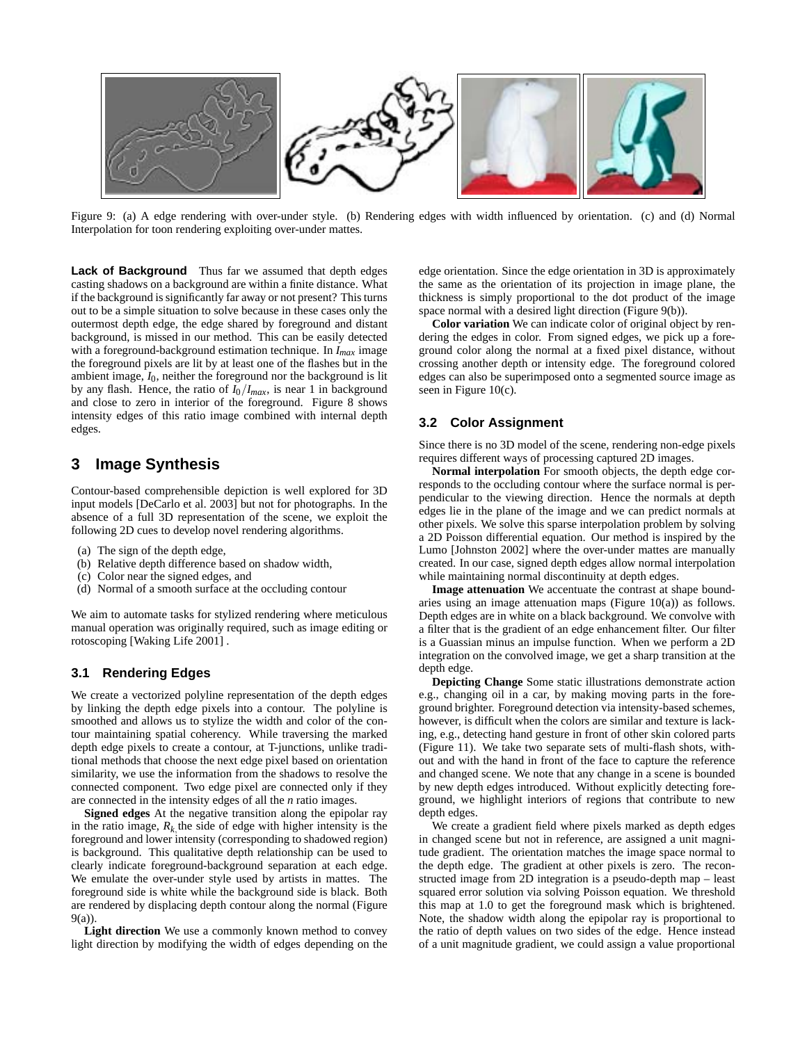Figure 9: (a) A edge rendering with over-under style. (b) Rendering edges with width influenced by orientation. (c) and (d) Normal Interpolation for toon rendering exploiting over-under mattes.

**Lack of Background** Thus far we assumed that depth edges casting shadows on a background are within a finite distance. What if the background is significantly far away or not present? This turns out to be a simple situation to solve because in these cases only the outermost depth edge, the edge shared by foreground and distant background, is missed in our method. This can be easily detected with a foreground-background estimation technique. In $I_{max}$ image the foreground pixels are lit by at least one of the flashes but in the ambient image, $I_0$, neither the foreground nor the background is lit by any flash. Hence, the ratio of $I_0/I_{max}$, is near 1 in background and close to zero in interior of the foreground. Figure 8 shows intensity edges of this ratio image combined with internal depth edges.

# 3 Image Synthesis

Contour-based comprehensible depiction is well explored for 3D input models [DeCarlo et al. 2003] but not for photographs. In the absence of a full 3D representation of the scene, we exploit the following 2D cues to develop novel rendering algorithms.

(a) The sign of the depth edge,
(b) Relative depth difference based on shadow width,
(c) Color near the signed edges, and
(d) Normal of a smooth surface at the occluding contour

We aim to automate tasks for stylized rendering where meticulous manual operation was originally required, such as image editing or rotoscoping [Waking Life 2001] .

## 3.1 Rendering Edges

We create a vectorized polyline representation of the depth edges by linking the depth edge pixels into a contour. The polyline is smoothed and allows us to stylize the width and color of the contour maintaining spatial coherency. While traversing the marked depth edge pixels to create a contour, at T-junctions, unlike traditional methods that choose the next edge pixel based on orientation similarity, we use the information from the shadows to resolve the connected component. Two edge pixel are connected only if they are connected in the intensity edges of all the $n$ ratio images.

**Signed edges** At the negative transition along the epipolar ray in the ratio image, $R_k$, the side of edge with higher intensity is the foreground and lower intensity (corresponding to shadowed region) is background. This qualitative depth relationship can be used to clearly indicate foreground-background separation at each edge. We emulate the over-under style used by artists in mattes. The foreground side is white while the background side is black. Both are rendered by displacing depth contour along the normal (Figure 9(a)).

**Light direction** We use a commonly known method to convey light direction by modifying the width of edges depending on the edge orientation. Since the edge orientation in 3D is approximately the same as the orientation of its projection in image plane, the thickness is simply proportional to the dot product of the image space normal with a desired light direction (Figure 9(b)).

**Color variation** We can indicate color of original object by rendering the edges in color. From signed edges, we pick up a foreground color along the normal at a fixed pixel distance, without crossing another depth or intensity edge. The foreground colored edges can also be superimposed onto a segmented source image as seen in Figure 10(c).

## 3.2 Color Assignment

Since there is no 3D model of the scene, rendering non-edge pixels requires different ways of processing captured 2D images.

**Normal interpolation** For smooth objects, the depth edge corresponds to the occluding contour where the surface normal is perpendicular to the viewing direction. Hence the normals at depth edges lie in the plane of the image and we can predict normals at other pixels. We solve this sparse interpolation problem by solving a 2D Poisson differential equation. Our method is inspired by the Lumo [Johnston 2002] where the over-under mattes are manually created. In our case, signed depth edges allow normal interpolation while maintaining normal discontinuity at depth edges.

**Image attenuation** We accentuate the contrast at shape boundaries using an image attenuation maps (Figure 10(a)) as follows. Depth edges are in white on a black background. We convolve with a filter that is the gradient of an edge enhancement filter. Our filter is a Guassian minus an impulse function. When we perform a 2D integration on the convolved image, we get a sharp transition at the depth edge.

**Depicting Change** Some static illustrations demonstrate action e.g., changing oil in a car, by making moving parts in the foreground brighter. Foreground detection via intensity-based schemes, however, is difficult when the colors are similar and texture is lacking, e.g., detecting hand gesture in front of other skin colored parts (Figure 11). We take two separate sets of multi-flash shots, without and with the hand in front of the face to capture the reference and changed scene. We note that any change in a scene is bounded by new depth edges introduced. Without explicitly detecting foreground, we highlight interiors of regions that contribute to new depth edges.

We create a gradient field where pixels marked as depth edges in changed scene but not in reference, are assigned a unit magnitude gradient. The orientation matches the image space normal to the depth edge. The gradient at other pixels is zero. The reconstructed image from 2D integration is a pseudo-depth map – least squared error solution via solving Poisson equation. We threshold this map at 1.0 to get the foreground mask which is brightened. Note, the shadow width along the epipolar ray is proportional to the ratio of depth values on two sides of the edge. Hence instead of a unit magnitude gradient, we could assign a value proportional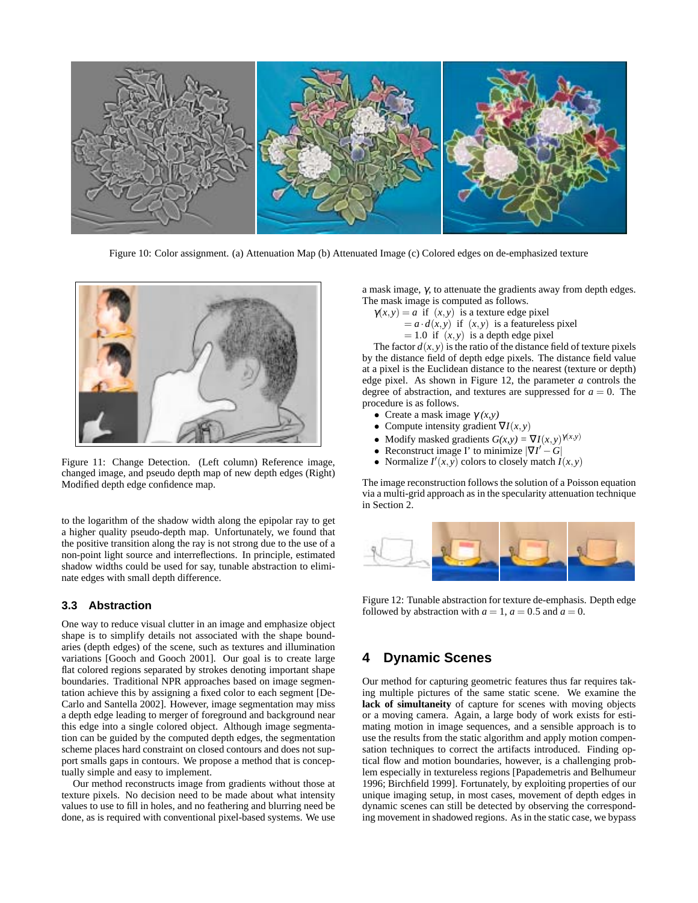Figure 10: Color assignment. (a) Attenuation Map (b) Attenuated Image (c) Colored edges on de-emphasized texture

Figure 11: Change Detection. (Left column) Reference image, changed image, and pseudo depth map of new depth edges (Right) Modified depth edge confidence map.

to the logarithm of the shadow width along the epipolar ray to get a higher quality pseudo-depth map. Unfortunately, we found that the positive transition along the ray is not strong due to the use of a non-point light source and interreflections. In principle, estimated shadow widths could be used for say, tunable abstraction to eliminate edges with small depth difference.

### 3.3 Abstraction

One way to reduce visual clutter in an image and emphasize object shape is to simplify details not associated with the shape boundaries (depth edges) of the scene, such as textures and illumination variations [Gooch and Gooch 2001]. Our goal is to create large flat colored regions separated by strokes denoting important shape boundaries. Traditional NPR approaches based on image segmentation achieve this by assigning a fixed color to each segment [DeCarlo and Santella 2002]. However, image segmentation may miss a depth edge leading to merger of foreground and background near this edge into a single colored object. Although image segmentation can be guided by the computed depth edges, the segmentation scheme places hard constraint on closed contours and does not support smalls gaps in contours. We propose a method that is conceptually simple and easy to implement.

Our method reconstructs image from gradients without those at texture pixels. No decision need to be made about what intensity values to use to fill in holes, and no feathering and blurring need be done, as is required with conventional pixel-based systems. We use a mask image, $\gamma$, to attenuate the gradients away from depth edges. The mask image is computed as follows.

$$
\begin{aligned}
\gamma(x,y) &= a \;\text{ if } (x,y) \text{ is a texture edge pixel} \\
&= a \cdot d(x,y) \;\text{ if } (x,y) \text{ is a featureless pixel} \\
&= 1.0 \;\text{ if } (x,y) \text{ is a depth edge pixel}
\end{aligned}
$$

The factor $d(x,y)$ is the ratio of the distance field of texture pixels by the distance field of depth edge pixels. The distance field value at a pixel is the Euclidean distance to the nearest (texture or depth) edge pixel. As shown in Figure 12, the parameter $a$ controls the degree of abstraction, and textures are suppressed for $a = 0$. The procedure is as follows.

- Create a mask image $\gamma(x,y)$
- Compute intensity gradient $\nabla I(x,y)$
- Modify masked gradients $G(x,y) = \nabla I(x,y)^{\gamma(x,y)}$
- Reconstruct image I' to minimize $|\nabla I' - G|$
- Normalize $I'(x,y)$ colors to closely match $I(x,y)$

The image reconstruction follows the solution of a Poisson equation via a multi-grid approach as in the specularity attenuation technique in Section 2.

Figure 12: Tunable abstraction for texture de-emphasis. Depth edge followed by abstraction with $a = 1$, $a = 0.5$ and $a = 0$.

## 4 Dynamic Scenes

Our method for capturing geometric features thus far requires taking multiple pictures of the same static scene. We examine the **lack of simultaneity** of capture for scenes with moving objects or a moving camera. Again, a large body of work exists for estimating motion in image sequences, and a sensible approach is to use the results from the static algorithm and apply motion compensation techniques to correct the artifacts introduced. Finding optical flow and motion boundaries, however, is a challenging problem especially in textureless regions [Papademetris and Belhumeur 1996; Birchfield 1999]. Fortunately, by exploiting properties of our unique imaging setup, in most cases, movement of depth edges in dynamic scenes can still be detected by observing the corresponding movement in shadowed regions. As in the static case, we bypass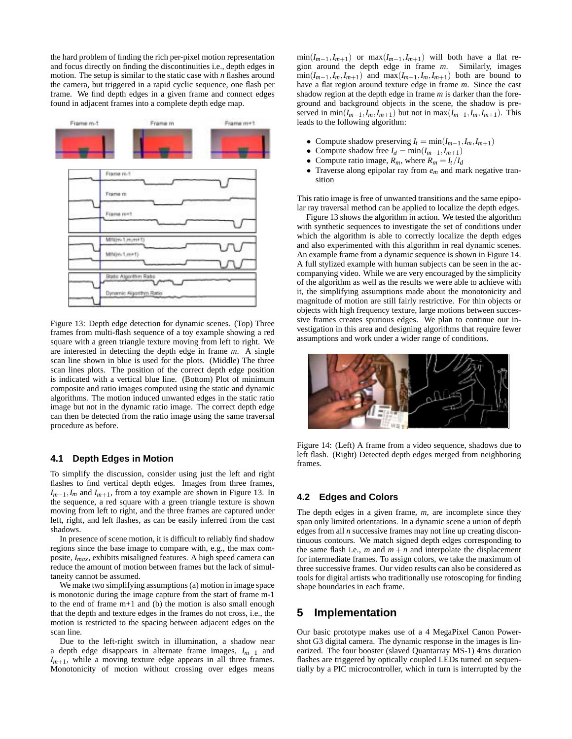the hard problem of finding the rich per-pixel motion representation and focus directly on finding the discontinuities i.e., depth edges in motion. The setup is similar to the static case with $n$ flashes around the camera, but triggered in a rapid cyclic sequence, one flash per frame. We find depth edges in a given frame and connect edges found in adjacent frames into a complete depth edge map.

Figure 13: Depth edge detection for dynamic scenes. (Top) Three frames from multi-flash sequence of a toy example showing a red square with a green triangle texture moving from left to right. We are interested in detecting the depth edge in frame $m$. A single scan line shown in blue is used for the plots. (Middle) The three scan lines plots. The position of the correct depth edge position is indicated with a vertical blue line. (Bottom) Plot of minimum composite and ratio images computed using the static and dynamic algorithms. The motion induced unwanted edges in the static ratio image but not in the dynamic ratio image. The correct depth edge can then be detected from the ratio image using the same traversal procedure as before.

### 4.1 Depth Edges in Motion

To simplify the discussion, consider using just the left and right flashes to find vertical depth edges. Images from three frames, $I_{m-1}, I_m$ and $I_{m+1}$, from a toy example are shown in Figure 13. In the sequence, a red square with a green triangle texture is shown moving from left to right, and the three frames are captured under left, right, and left flashes, as can be easily inferred from the cast shadows.

In presence of scene motion, it is difficult to reliably find shadow regions since the base image to compare with, e.g., the max composite, $I_{max}$, exhibits misaligned features. A high speed camera can reduce the amount of motion between frames but the lack of simultaneity cannot be assumed.

We make two simplifying assumptions (a) motion in image space is monotonic during the image capture from the start of frame m-1 to the end of frame m+1 and (b) the motion is also small enough that the depth and texture edges in the frames do not cross, i.e., the motion is restricted to the spacing between adjacent edges on the scan line.

Due to the left-right switch in illumination, a shadow near a depth edge disappears in alternate frame images, $I_{m-1}$ and $I_{m+1}$, while a moving texture edge appears in all three frames. Monotonicity of motion without crossing over edges means $\min(I_{m-1}, I_{m+1})$ or $\max(I_{m-1}, I_{m+1})$ will both have a flat region around the depth edge in frame $m$. Similarly, images $\min(I_{m-1}, I_m, I_{m+1})$ and $\max(I_{m-1}, I_m, I_{m+1})$ both are bound to have a flat region around texture edge in frame $m$. Since the cast shadow region at the depth edge in frame $m$ is darker than the foreground and background objects in the scene, the shadow is preserved in $\min(I_{m-1}, I_m, I_{m+1})$ but not in $\max(I_{m-1}, I_m, I_{m+1})$. This leads to the following algorithm:

- Compute shadow preserving $I_t = \min(I_{m-1}, I_m, I_{m+1})$
- Compute shadow free $I_d = \min(I_{m-1}, I_{m+1})$
- Compute ratio image, $R_m$, where $R_m = I_t / I_d$
- Traverse along epipolar ray from $e_m$ and mark negative transition

This ratio image is free of unwanted transitions and the same epipolar ray traversal method can be applied to localize the depth edges.

Figure 13 shows the algorithm in action. We tested the algorithm with synthetic sequences to investigate the set of conditions under which the algorithm is able to correctly localize the depth edges and also experimented with this algorithm in real dynamic scenes. An example frame from a dynamic sequence is shown in Figure 14. A full stylized example with human subjects can be seen in the accompanying video. While we are very encouraged by the simplicity of the algorithm as well as the results we were able to achieve with it, the simplifying assumptions made about the monotonicity and magnitude of motion are still fairly restrictive. For thin objects or objects with high frequency texture, large motions between successive frames creates spurious edges. We plan to continue our investigation in this area and designing algorithms that require fewer assumptions and work under a wider range of conditions.

Figure 14: (Left) A frame from a video sequence, shadows due to left flash. (Right) Detected depth edges merged from neighboring frames.

### 4.2 Edges and Colors

The depth edges in a given frame, $m$, are incomplete since they span only limited orientations. In a dynamic scene a union of depth edges from all $n$ successive frames may not line up creating discontinuous contours. We match signed depth edges corresponding to the same flash i.e., $m$ and $m+n$ and interpolate the displacement for intermediate frames. To assign colors, we take the maximum of three successive frames. Our video results can also be considered as tools for digital artists who traditionally use rotoscoping for finding shape boundaries in each frame.

## 5 Implementation

Our basic prototype makes use of a 4 MegaPixel Canon Powershot G3 digital camera. The dynamic response in the images is linearized. The four booster (slaved Quantarray MS-1) 4ms duration flashes are triggered by optically coupled LEDs turned on sequentially by a PIC microcontroller, which in turn is interrupted by the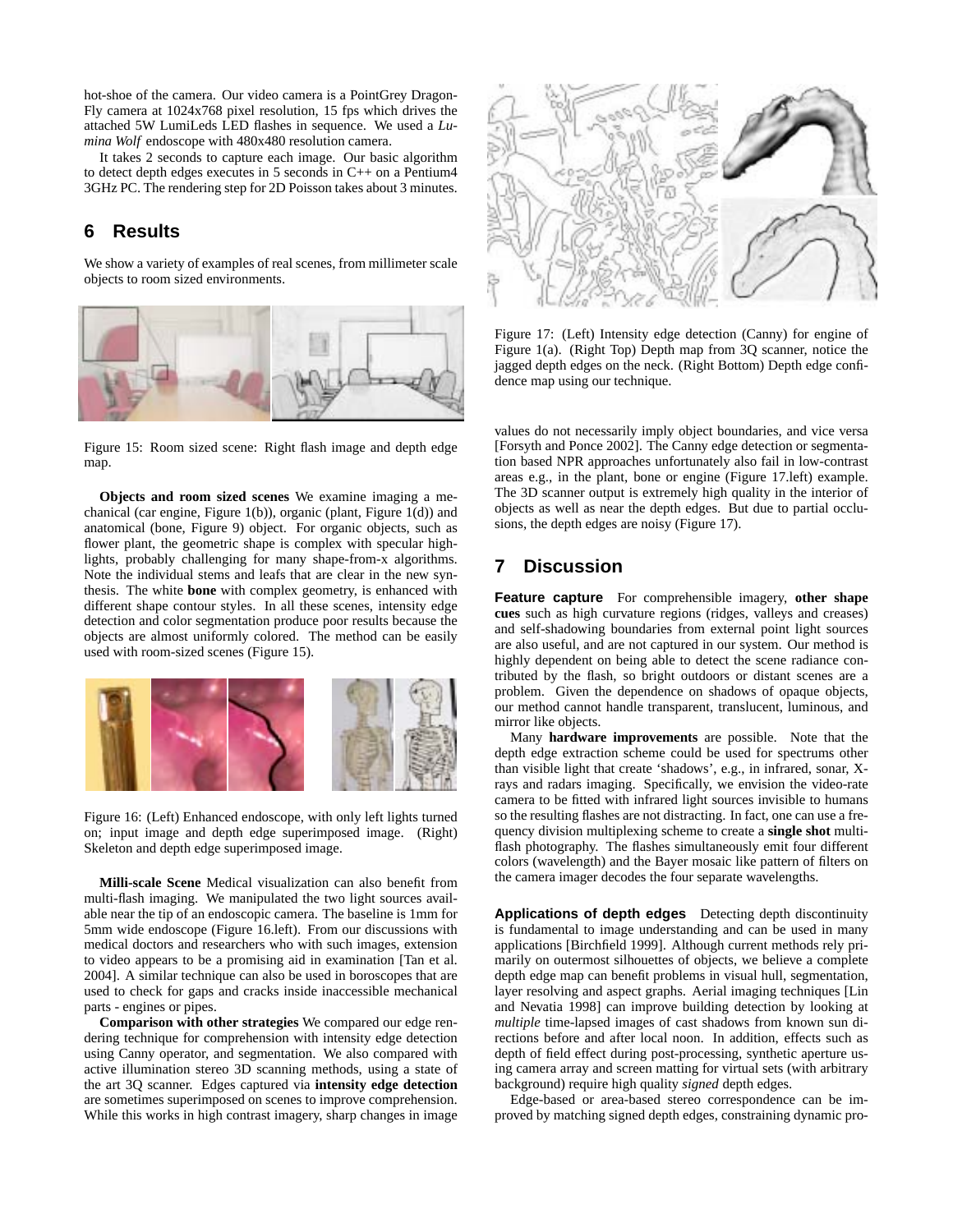hot-shoe of the camera. Our video camera is a PointGrey DragonFly camera at 1024x768 pixel resolution, 15 fps which drives the attached 5W LumiLeds LED flashes in sequence. We used a *Lumina Wolf* endoscope with 480x480 resolution camera.

It takes 2 seconds to capture each image. Our basic algorithm to detect depth edges executes in 5 seconds in C++ on a Pentium4 3GHz PC. The rendering step for 2D Poisson takes about 3 minutes.

## 6 Results

We show a variety of examples of real scenes, from millimeter scale objects to room sized environments.

Figure 15: Room sized scene: Right flash image and depth edge map.

**Objects and room sized scenes** We examine imaging a mechanical (car engine, Figure 1(b)), organic (plant, Figure 1(d)) and anatomical (bone, Figure 9) object. For organic objects, such as flower plant, the geometric shape is complex with specular highlights, probably challenging for many shape-from-x algorithms. Note the individual stems and leafs that are clear in the new synthesis. The white **bone** with complex geometry, is enhanced with different shape contour styles. In all these scenes, intensity edge detection and color segmentation produce poor results because the objects are almost uniformly colored. The method can be easily used with room-sized scenes (Figure 15).

Figure 16: (Left) Enhanced endoscope, with only left lights turned on; input image and depth edge superimposed image. (Right) Skeleton and depth edge superimposed image.

**Milli-scale Scene** Medical visualization can also benefit from multi-flash imaging. We manipulated the two light sources available near the tip of an endoscopic camera. The baseline is 1mm for 5mm wide endoscope (Figure 16.left). From our discussions with medical doctors and researchers who with such images, extension to video appears to be a promising aid in examination [Tan et al. 2004]. A similar technique can also be used in boroscopes that are used to check for gaps and cracks inside inaccessible mechanical parts - engines or pipes.

**Comparison with other strategies** We compared our edge rendering technique for comprehension with intensity edge detection using Canny operator, and segmentation. We also compared with active illumination stereo 3D scanning methods, using a state of the art 3Q scanner. Edges captured via **intensity edge detection** are sometimes superimposed on scenes to improve comprehension. While this works in high contrast imagery, sharp changes in image values do not necessarily imply object boundaries, and vice versa [Forsyth and Ponce 2002]. The Canny edge detection or segmentation based NPR approaches unfortunately also fail in low-contrast areas e.g., in the plant, bone or engine (Figure 17.left) example. The 3D scanner output is extremely high quality in the interior of objects as well as near the depth edges. But due to partial occlusions, the depth edges are noisy (Figure 17).

Figure 17: (Left) Intensity edge detection (Canny) for engine of Figure 1(a). (Right Top) Depth map from 3Q scanner, notice the jagged depth edges on the neck. (Right Bottom) Depth edge confidence map using our technique.

## 7 Discussion

**Feature capture** For comprehensible imagery, **other shape cues** such as high curvature regions (ridges, valleys and creases) and self-shadowing boundaries from external point light sources are also useful, and are not captured in our system. Our method is highly dependent on being able to detect the scene radiance contributed by the flash, so bright outdoors or distant scenes are a problem. Given the dependence on shadows of opaque objects, our method cannot handle transparent, translucent, luminous, and mirror like objects.

Many **hardware improvements** are possible. Note that the depth edge extraction scheme could be used for spectrums other than visible light that create 'shadows', e.g., in infrared, sonar, X-rays and radars imaging. Specifically, we envision the video-rate camera to be fitted with infrared light sources invisible to humans so the resulting flashes are not distracting. In fact, one can use a frequency division multiplexing scheme to create a **single shot** multi-flash photography. The flashes simultaneously emit four different colors (wavelength) and the Bayer mosaic like pattern of filters on the camera imager decodes the four separate wavelengths.

**Applications of depth edges** Detecting depth discontinuity is fundamental to image understanding and can be used in many applications [Birchfield 1999]. Although current methods rely primarily on outermost silhouettes of objects, we believe a complete depth edge map can benefit problems in visual hull, segmentation, layer resolving and aspect graphs. Aerial imaging techniques [Lin and Nevatia 1998] can improve building detection by looking at *multiple* time-lapsed images of cast shadows from known sun directions before and after local noon. In addition, effects such as depth of field effect during post-processing, synthetic aperture using camera array and screen matting for virtual sets (with arbitrary background) require high quality *signed* depth edges.

Edge-based or area-based stereo correspondence can be improved by matching signed depth edges, constraining dynamic pro-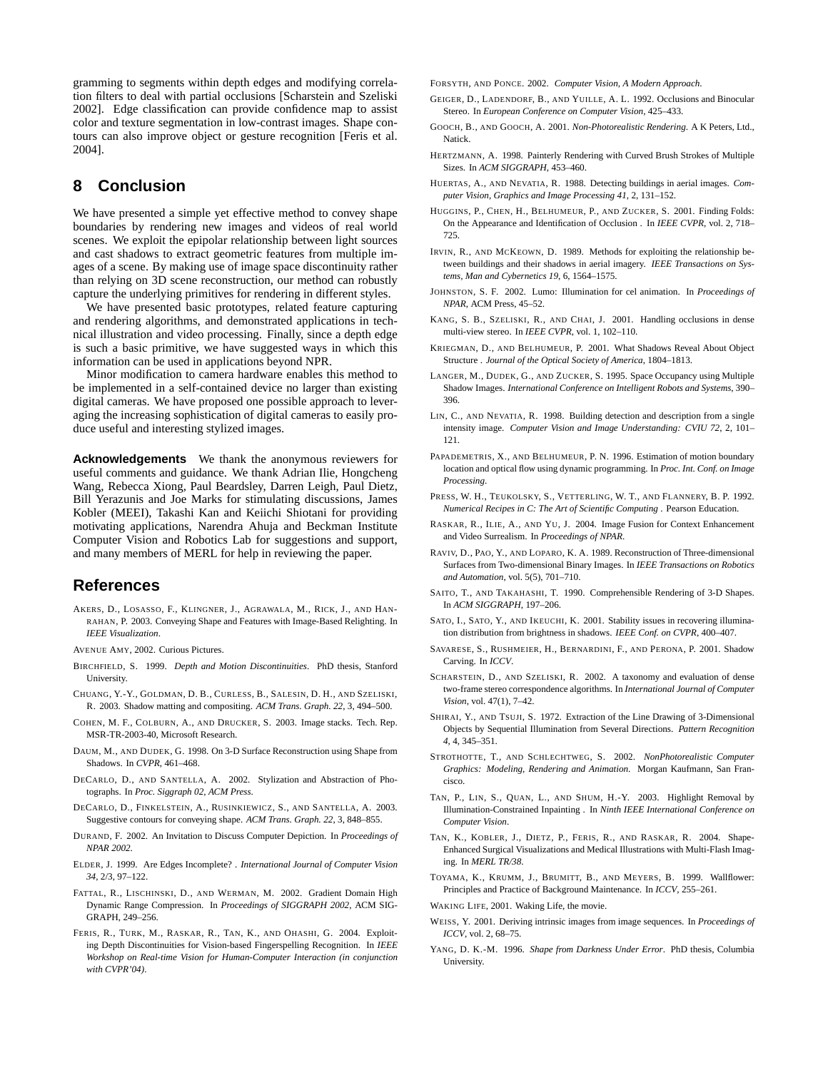gramming to segments within depth edges and modifying correlation filters to deal with partial occlusions [Scharstein and Szeliski 2002]. Edge classification can provide confidence map to assist color and texture segmentation in low-contrast images. Shape contours can also improve object or gesture recognition [Feris et al. 2004].

## 8 Conclusion

We have presented a simple yet effective method to convey shape boundaries by rendering new images and videos of real world scenes. We exploit the epipolar relationship between light sources and cast shadows to extract geometric features from multiple images of a scene. By making use of image space discontinuity rather than relying on 3D scene reconstruction, our method can robustly capture the underlying primitives for rendering in different styles.

We have presented basic prototypes, related feature capturing and rendering algorithms, and demonstrated applications in technical illustration and video processing. Finally, since a depth edge is such a basic primitive, we have suggested ways in which this information can be used in applications beyond NPR.

Minor modification to camera hardware enables this method to be implemented in a self-contained device no larger than existing digital cameras. We have proposed one possible approach to leveraging the increasing sophistication of digital cameras to easily produce useful and interesting stylized images.

**Acknowledgements** We thank the anonymous reviewers for useful comments and guidance. We thank Adrian Ilie, Hongcheng Wang, Rebecca Xiong, Paul Beardsley, Darren Leigh, Paul Dietz, Bill Yerazunis and Joe Marks for stimulating discussions, James Kobler (MEEI), Takashi Kan and Keiichi Shiotani for providing motivating applications, Narendra Ahuja and Beckman Institute Computer Vision and Robotics Lab for suggestions and support, and many members of MERL for help in reviewing the paper.

## References

AKERS, D., LOSASSO, F., KLINGNER, J., AGRAWALA, M., RICK, J., AND HANRAHAN, P. 2003. Conveying Shape and Features with Image-Based Relighting. In *IEEE Visualization*.

AVENUE AMY, 2002. Curious Pictures.

BIRCHFIELD, S. 1999. *Depth and Motion Discontinuities*. PhD thesis, Stanford University.

CHUANG, Y.-Y., GOLDMAN, D. B., CURLESS, B., SALESIN, D. H., AND SZELISKI, R. 2003. Shadow matting and compositing. *ACM Trans. Graph. 22*, 3, 494–500.

COHEN, M. F., COLBURN, A., AND DRUCKER, S. 2003. Image stacks. Tech. Rep. MSR-TR-2003-40, Microsoft Research.

DAUM, M., AND DUDEK, G. 1998. On 3-D Surface Reconstruction using Shape from Shadows. In *CVPR*, 461–468.

DECARLO, D., AND SANTELLA, A. 2002. Stylization and Abstraction of Photographs. In *Proc. Siggraph 02, ACM Press*.

DECARLO, D., FINKELSTEIN, A., RUSINKIEWICZ, S., AND SANTELLA, A. 2003. Suggestive contours for conveying shape. *ACM Trans. Graph. 22*, 3, 848–855.

DURAND, F. 2002. An Invitation to Discuss Computer Depiction. In *Proceedings of NPAR 2002*.

ELDER, J. 1999. Are Edges Incomplete? . *International Journal of Computer Vision 34*, 2/3, 97–122.

FATTAL, R., LISCHINSKI, D., AND WERMAN, M. 2002. Gradient Domain High Dynamic Range Compression. In *Proceedings of SIGGRAPH 2002*, ACM SIGGRAPH, 249–256.

FERIS, R., TURK, M., RASKAR, R., TAN, K., AND OHASHI, G. 2004. Exploiting Depth Discontinuities for Vision-based Fingerspelling Recognition. In *IEEE Workshop on Real-time Vision for Human-Computer Interaction (in conjunction with CVPR'04)*.

FORSYTH, AND PONCE. 2002. *Computer Vision, A Modern Approach*.

GEIGER, D., LADENDORF, B., AND YUILLE, A. L. 1992. Occlusions and Binocular Stereo. In *European Conference on Computer Vision*, 425–433.

GOOCH, B., AND GOOCH, A. 2001. *Non-Photorealistic Rendering*. A K Peters, Ltd., Natick.

HERTZMANN, A. 1998. Painterly Rendering with Curved Brush Strokes of Multiple Sizes. In *ACM SIGGRAPH*, 453–460.

HUERTAS, A., AND NEVATIA, R. 1988. Detecting buildings in aerial images. *Computer Vision, Graphics and Image Processing 41*, 2, 131–152.

HUGGINS, P., CHEN, H., BELHUMEUR, P., AND ZUCKER, S. 2001. Finding Folds: On the Appearance and Identification of Occlusion . In *IEEE CVPR*, vol. 2, 718–725.

IRVIN, R., AND MCKEOWN, D. 1989. Methods for exploiting the relationship between buildings and their shadows in aerial imagery. *IEEE Transactions on Systems, Man and Cybernetics 19*, 6, 1564–1575.

JOHNSTON, S. F. 2002. Lumo: Illumination for cel animation. In *Proceedings of NPAR*, ACM Press, 45–52.

KANG, S. B., SZELISKI, R., AND CHAI, J. 2001. Handling occlusions in dense multi-view stereo. In *IEEE CVPR*, vol. 1, 102–110.

KRIEGMAN, D., AND BELHUMEUR, P. 2001. What Shadows Reveal About Object Structure . *Journal of the Optical Society of America*, 1804–1813.

LANGER, M., DUDEK, G., AND ZUCKER, S. 1995. Space Occupancy using Multiple Shadow Images. *International Conference on Intelligent Robots and Systems*, 390–396.

LIN, C., AND NEVATIA, R. 1998. Building detection and description from a single intensity image. *Computer Vision and Image Understanding: CVIU 72*, 2, 101–121.

PAPADEMETRIS, X., AND BELHUMEUR, P. N. 1996. Estimation of motion boundary location and optical flow using dynamic programming. In *Proc. Int. Conf. on Image Processing*.

PRESS, W. H., TEUKOLSKY, S., VETTERLING, W. T., AND FLANNERY, B. P. 1992. *Numerical Recipes in C: The Art of Scientific Computing* . Pearson Education.

RASKAR, R., ILIE, A., AND YU, J. 2004. Image Fusion for Context Enhancement and Video Surrealism. In *Proceedings of NPAR*.

RAVIV, D., PAO, Y., AND LOPARO, K. A. 1989. Reconstruction of Three-dimensional Surfaces from Two-dimensional Binary Images. In *IEEE Transactions on Robotics and Automation*, vol. 5(5), 701–710.

SAITO, T., AND TAKAHASHI, T. 1990. Comprehensible Rendering of 3-D Shapes. In *ACM SIGGRAPH*, 197–206.

SATO, I., SATO, Y., AND IKEUCHI, K. 2001. Stability issues in recovering illumination distribution from brightness in shadows. *IEEE Conf. on CVPR*, 400–407.

SAVARESE, S., RUSHMEIER, H., BERNARDINI, F., AND PERONA, P. 2001. Shadow Carving. In *ICCV*.

SCHARSTEIN, D., AND SZELISKI, R. 2002. A taxonomy and evaluation of dense two-frame stereo correspondence algorithms. In *International Journal of Computer Vision*, vol. 47(1), 7–42.

SHIRAI, Y., AND TSUJI, S. 1972. Extraction of the Line Drawing of 3-Dimensional Objects by Sequential Illumination from Several Directions. *Pattern Recognition 4*, 4, 345–351.

STROTHOTTE, T., AND SCHLECHTWEG, S. 2002. *NonPhotorealistic Computer Graphics: Modeling, Rendering and Animation*. Morgan Kaufmann, San Francisco.

TAN, P., LIN, S., QUAN, L., AND SHUM, H.-Y. 2003. Highlight Removal by Illumination-Constrained Inpainting . In *Ninth IEEE International Conference on Computer Vision*.

TAN, K., KOBLER, J., DIETZ, P., FERIS, R., AND RASKAR, R. 2004. Shape-Enhanced Surgical Visualizations and Medical Illustrations with Multi-Flash Imaging. In *MERL TR/38*.

TOYAMA, K., KRUMM, J., BRUMITT, B., AND MEYERS, B. 1999. Wallflower: Principles and Practice of Background Maintenance. In *ICCV*, 255–261.

WAKING LIFE, 2001. Waking Life, the movie.

WEISS, Y. 2001. Deriving intrinsic images from image sequences. In *Proceedings of ICCV*, vol. 2, 68–75.

YANG, D. K.-M. 1996. *Shape from Darkness Under Error*. PhD thesis, Columbia University.